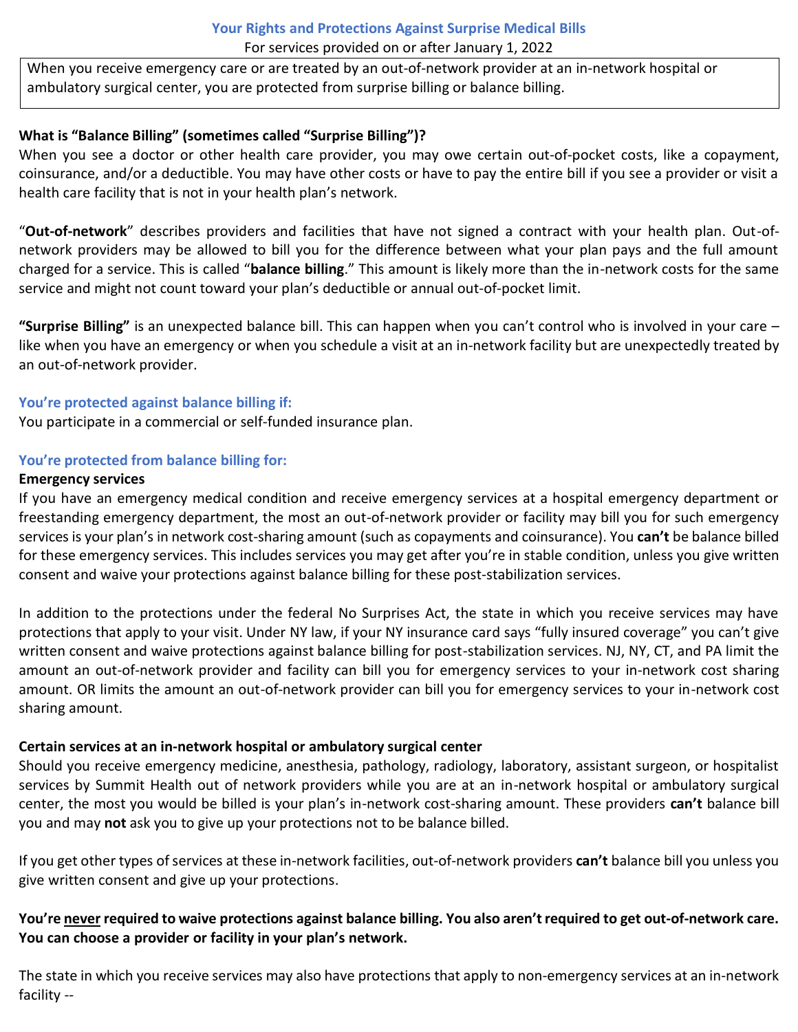## Your Rights and Protections Against Surprise Medical Bills

For services provided on or after January 1, 2022

When you receive emergency care or are treated by an out-of-network provider at an in-network hospital or ambulatory surgical center, you are protected from surprise billing or balance billing.

**What is "Balance Billing" (sometimes called "Surprise Billing")?**

When you see a doctor or other health care provider, you may owe certain out-of-pocket costs, like a copayment, coinsurance, and/or a deductible. You may have other costs or have to pay the entire bill if you see a provider or visit a health care facility that is not in your health plan's network.

"**Out-of-network**" describes providers and facilities that have not signed a contract with your health plan. Out-of-network providers may be allowed to bill you for the difference between what your plan pays and the full amount charged for a service. This is called "**balance billing**." This amount is likely more than the in-network costs for the same service and might not count toward your plan's deductible or annual out-of-pocket limit.

**"Surprise Billing"** is an unexpected balance bill. This can happen when you can't control who is involved in your care – like when you have an emergency or when you schedule a visit at an in-network facility but are unexpectedly treated by an out-of-network provider.

### You're protected against balance billing if:

You participate in a commercial or self-funded insurance plan.

### You're protected from balance billing for:

**Emergency services**

If you have an emergency medical condition and receive emergency services at a hospital emergency department or freestanding emergency department, the most an out-of-network provider or facility may bill you for such emergency services is your plan's in network cost-sharing amount (such as copayments and coinsurance). You **can't** be balance billed for these emergency services. This includes services you may get after you're in stable condition, unless you give written consent and waive your protections against balance billing for these post-stabilization services.

In addition to the protections under the federal No Surprises Act, the state in which you receive services may have protections that apply to your visit. Under NY law, if your NY insurance card says "fully insured coverage" you can't give written consent and waive protections against balance billing for post-stabilization services. NJ, NY, CT, and PA limit the amount an out-of-network provider and facility can bill you for emergency services to your in-network cost sharing amount. OR limits the amount an out-of-network provider can bill you for emergency services to your in-network cost sharing amount.

**Certain services at an in-network hospital or ambulatory surgical center**

Should you receive emergency medicine, anesthesia, pathology, radiology, laboratory, assistant surgeon, or hospitalist services by Summit Health out of network providers while you are at an in-network hospital or ambulatory surgical center, the most you would be billed is your plan's in-network cost-sharing amount. These providers **can't** balance bill you and may **not** ask you to give up your protections not to be balance billed.

If you get other types of services at these in-network facilities, out-of-network providers **can't** balance bill you unless you give written consent and give up your protections.

**You're <u>never</u> required to waive protections against balance billing. You also aren't required to get out-of-network care. You can choose a provider or facility in your plan's network.**

The state in which you receive services may also have protections that apply to non-emergency services at an in-network facility --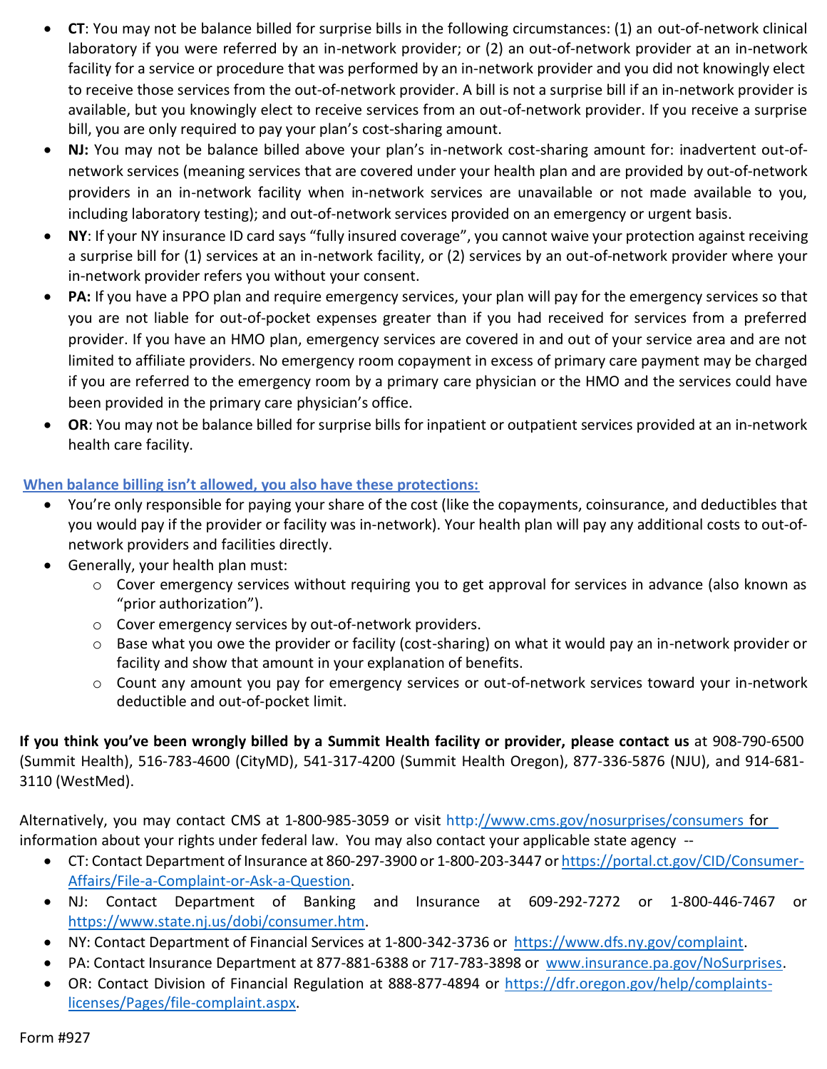- **CT**: You may not be balance billed for surprise bills in the following circumstances: (1) an out-of-network clinical laboratory if you were referred by an in-network provider; or (2) an out-of-network provider at an in-network facility for a service or procedure that was performed by an in-network provider and you did not knowingly elect to receive those services from the out-of-network provider. A bill is not a surprise bill if an in-network provider is available, but you knowingly elect to receive services from an out-of-network provider. If you receive a surprise bill, you are only required to pay your plan's cost-sharing amount.
- **NJ:** You may not be balance billed above your plan's in-network cost-sharing amount for: inadvertent out-of-network services (meaning services that are covered under your health plan and are provided by out-of-network providers in an in-network facility when in-network services are unavailable or not made available to you, including laboratory testing); and out-of-network services provided on an emergency or urgent basis.
- **NY**: If your NY insurance ID card says "fully insured coverage", you cannot waive your protection against receiving a surprise bill for (1) services at an in-network facility, or (2) services by an out-of-network provider where your in-network provider refers you without your consent.
- **PA:** If you have a PPO plan and require emergency services, your plan will pay for the emergency services so that you are not liable for out-of-pocket expenses greater than if you had received for services from a preferred provider. If you have an HMO plan, emergency services are covered in and out of your service area and are not limited to affiliate providers. No emergency room copayment in excess of primary care payment may be charged if you are referred to the emergency room by a primary care physician or the HMO and the services could have been provided in the primary care physician's office.
- **OR**: You may not be balance billed for surprise bills for inpatient or outpatient services provided at an in-network health care facility.

**When balance billing isn't allowed, you also have these protections:**

- You're only responsible for paying your share of the cost (like the copayments, coinsurance, and deductibles that you would pay if the provider or facility was in-network). Your health plan will pay any additional costs to out-of-network providers and facilities directly.
- Generally, your health plan must:
  - Cover emergency services without requiring you to get approval for services in advance (also known as "prior authorization").
  - Cover emergency services by out-of-network providers.
  - Base what you owe the provider or facility (cost-sharing) on what it would pay an in-network provider or facility and show that amount in your explanation of benefits.
  - Count any amount you pay for emergency services or out-of-network services toward your in-network deductible and out-of-pocket limit.

**If you think you've been wrongly billed by a Summit Health facility or provider, please contact us** at 908-790-6500 (Summit Health), 516-783-4600 (CityMD), 541-317-4200 (Summit Health Oregon), 877-336-5876 (NJU), and 914-681-3110 (WestMed).

Alternatively, you may contact CMS at 1-800-985-3059 or visit http://www.cms.gov/nosurprises/consumers for information about your rights under federal law. You may also contact your applicable state agency --

- CT: Contact Department of Insurance at 860-297-3900 or 1-800-203-3447 or https://portal.ct.gov/CID/Consumer-Affairs/File-a-Complaint-or-Ask-a-Question.
- NJ: Contact Department of Banking and Insurance at 609-292-7272 or 1-800-446-7467 or https://www.state.nj.us/dobi/consumer.htm.
- NY: Contact Department of Financial Services at 1-800-342-3736 or https://www.dfs.ny.gov/complaint.
- PA: Contact Insurance Department at 877-881-6388 or 717-783-3898 or www.insurance.pa.gov/NoSurprises.
- OR: Contact Division of Financial Regulation at 888-877-4894 or https://dfr.oregon.gov/help/complaints-licenses/Pages/file-complaint.aspx.

Form #927